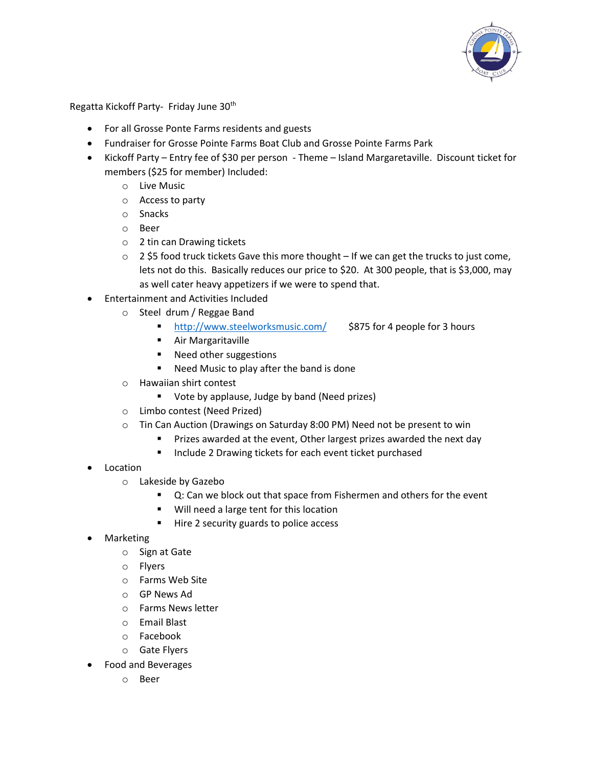Regatta Kickoff Party- Friday June 30th

- For all Grosse Ponte Farms residents and guests
- Fundraiser for Grosse Pointe Farms Boat Club and Grosse Pointe Farms Park
- Kickoff Party – Entry fee of $30 per person - Theme – Island Margaretaville. Discount ticket for members ($25 for member) Included:
  - Live Music
  - Access to party
  - Snacks
  - Beer
  - 2 tin can Drawing tickets
  - 2 $5 food truck tickets Gave this more thought – If we can get the trucks to just come, lets not do this. Basically reduces our price to $20. At 300 people, that is $3,000, may as well cater heavy appetizers if we were to spend that.
- Entertainment and Activities Included
  - Steel drum / Reggae Band
    - http://www.steelworksmusic.com/ $875 for 4 people for 3 hours
    - Air Margaritaville
    - Need other suggestions
    - Need Music to play after the band is done
  - Hawaiian shirt contest
    - Vote by applause, Judge by band (Need prizes)
  - Limbo contest (Need Prized)
  - Tin Can Auction (Drawings on Saturday 8:00 PM) Need not be present to win
    - Prizes awarded at the event, Other largest prizes awarded the next day
    - Include 2 Drawing tickets for each event ticket purchased
- Location
  - Lakeside by Gazebo
    - Q: Can we block out that space from Fishermen and others for the event
    - Will need a large tent for this location
    - Hire 2 security guards to police access
- Marketing
  - Sign at Gate
  - Flyers
  - Farms Web Site
  - GP News Ad
  - Farms News letter
  - Email Blast
  - Facebook
  - Gate Flyers
- Food and Beverages
  - Beer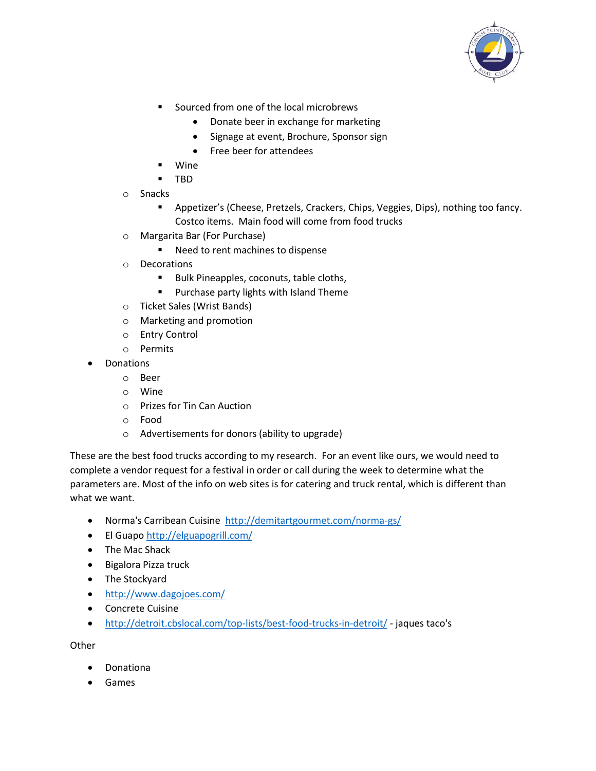- Sourced from one of the local microbrews
            - Donate beer in exchange for marketing
            - Signage at event, Brochure, Sponsor sign
            - Free beer for attendees
        - Wine
        - TBD
    - Snacks
        - Appetizer's (Cheese, Pretzels, Crackers, Chips, Veggies, Dips), nothing too fancy. Costco items. Main food will come from food trucks
    - Margarita Bar (For Purchase)
        - Need to rent machines to dispense
    - Decorations
        - Bulk Pineapples, coconuts, table cloths,
        - Purchase party lights with Island Theme
    - Ticket Sales (Wrist Bands)
    - Marketing and promotion
    - Entry Control
    - Permits
- Donations
    - Beer
    - Wine
    - Prizes for Tin Can Auction
    - Food
    - Advertisements for donors (ability to upgrade)

These are the best food trucks according to my research. For an event like ours, we would need to complete a vendor request for a festival in order or call during the week to determine what the parameters are. Most of the info on web sites is for catering and truck rental, which is different than what we want.

- Norma's Carribean Cuisine http://demitartgourmet.com/norma-gs/
- El Guapo http://elguapogrill.com/
- The Mac Shack
- Bigalora Pizza truck
- The Stockyard
- http://www.dagojoes.com/
- Concrete Cuisine
- http://detroit.cbslocal.com/top-lists/best-food-trucks-in-detroit/ - jaques taco's

Other

- Donationa
- Games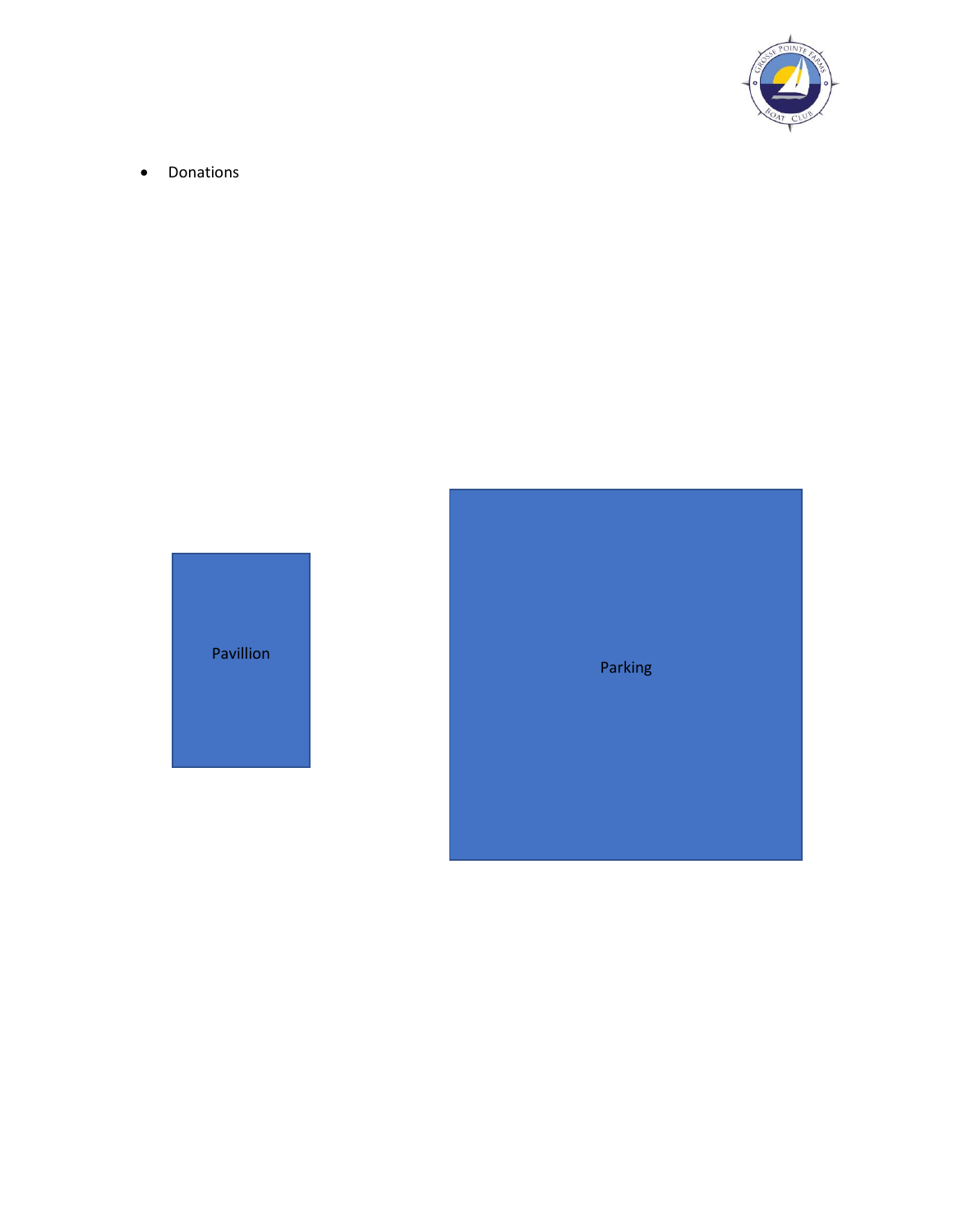- Donations

Pavillion

Parking